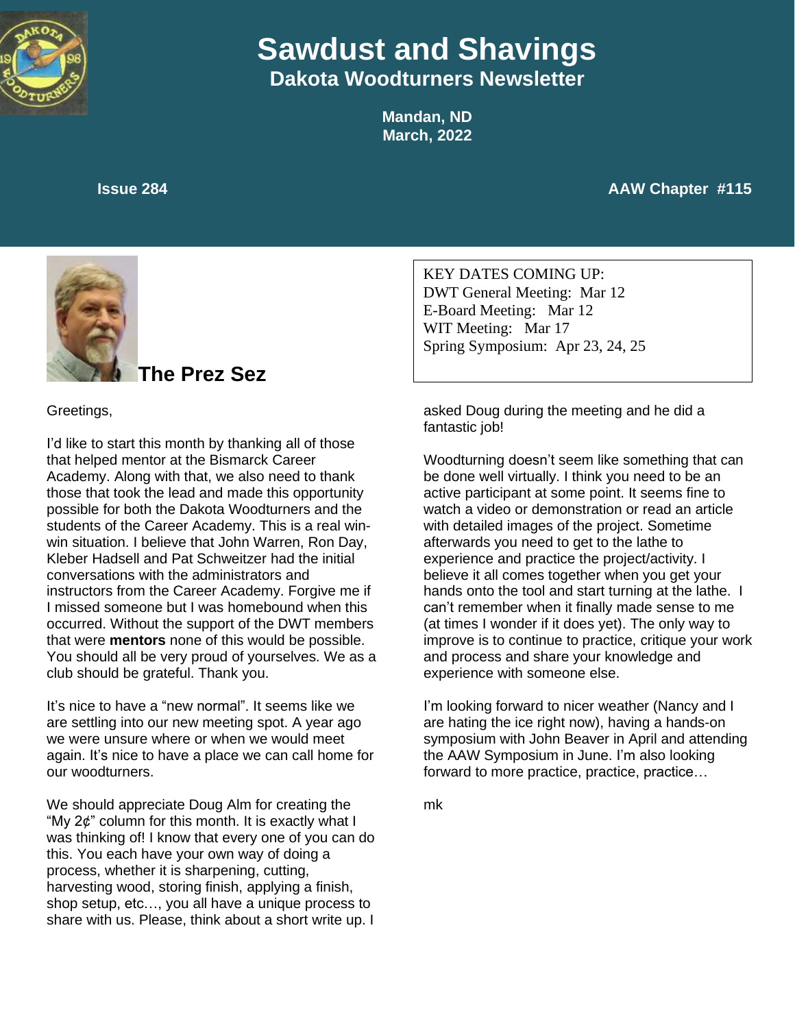# Sawdust and Shavings

## Dakota Woodturners Newsletter

**Mandan, ND**
**March, 2022**

**Issue 284** **AAW Chapter #115**

KEY DATES COMING UP:
DWT General Meeting: Mar 12
E-Board Meeting: Mar 12
WIT Meeting: Mar 17
Spring Symposium: Apr 23, 24, 25

## The Prez Sez

Greetings,

I'd like to start this month by thanking all of those that helped mentor at the Bismarck Career Academy. Along with that, we also need to thank those that took the lead and made this opportunity possible for both the Dakota Woodturners and the students of the Career Academy. This is a real win-win situation. I believe that John Warren, Ron Day, Kleber Hadsell and Pat Schweitzer had the initial conversations with the administrators and instructors from the Career Academy. Forgive me if I missed someone but I was homebound when this occurred. Without the support of the DWT members that were **mentors** none of this would be possible. You should all be very proud of yourselves. We as a club should be grateful. Thank you.

It's nice to have a "new normal". It seems like we are settling into our new meeting spot. A year ago we were unsure where or when we would meet again. It's nice to have a place we can call home for our woodturners.

We should appreciate Doug Alm for creating the "My 2¢" column for this month. It is exactly what I was thinking of! I know that every one of you can do this. You each have your own way of doing a process, whether it is sharpening, cutting, harvesting wood, storing finish, applying a finish, shop setup, etc…, you all have a unique process to share with us. Please, think about a short write up. I asked Doug during the meeting and he did a fantastic job!

Woodturning doesn't seem like something that can be done well virtually. I think you need to be an active participant at some point. It seems fine to watch a video or demonstration or read an article with detailed images of the project. Sometime afterwards you need to get to the lathe to experience and practice the project/activity. I believe it all comes together when you get your hands onto the tool and start turning at the lathe. I can't remember when it finally made sense to me (at times I wonder if it does yet). The only way to improve is to continue to practice, critique your work and process and share your knowledge and experience with someone else.

I'm looking forward to nicer weather (Nancy and I are hating the ice right now), having a hands-on symposium with John Beaver in April and attending the AAW Symposium in June. I'm also looking forward to more practice, practice, practice…

mk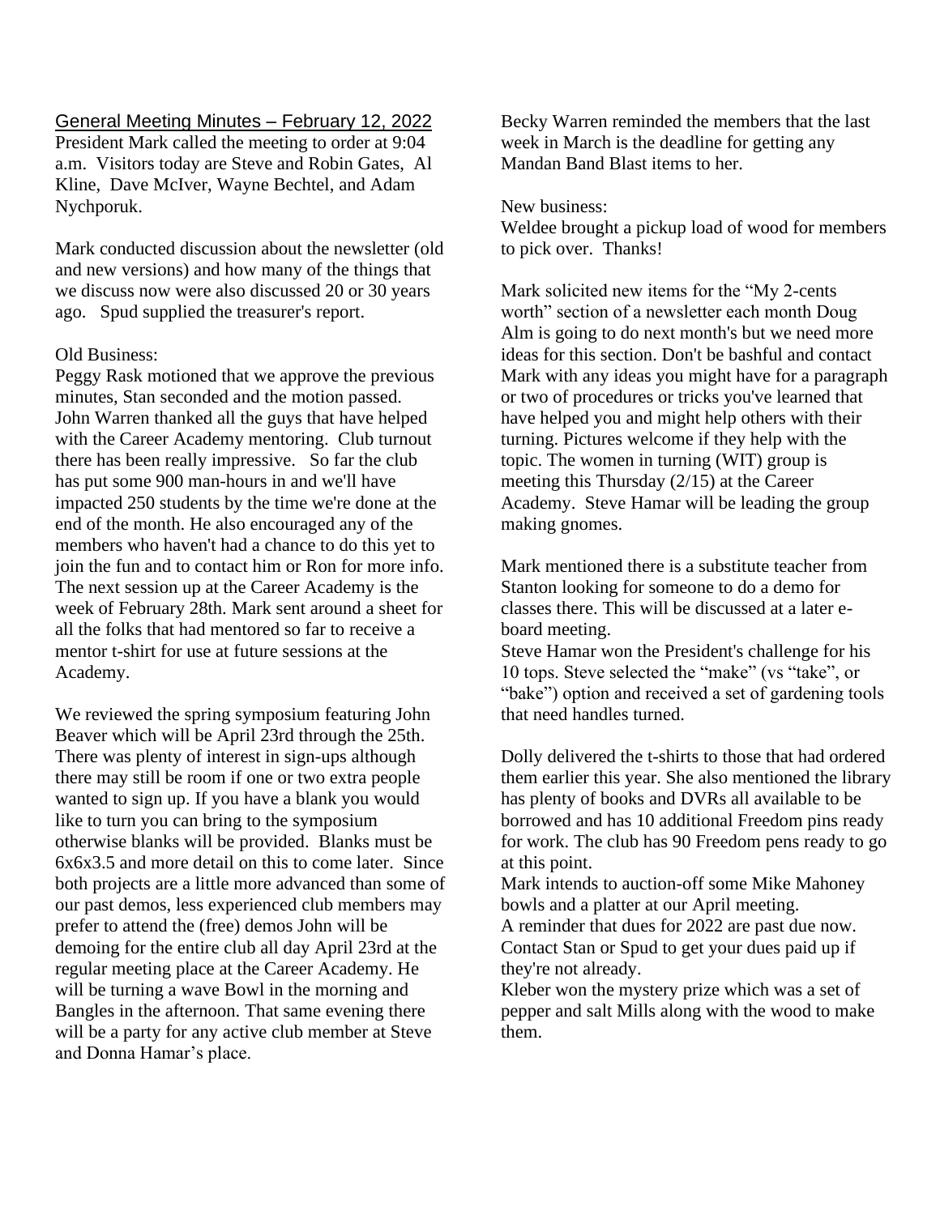## General Meeting Minutes – February 12, 2022

President Mark called the meeting to order at 9:04 a.m. Visitors today are Steve and Robin Gates, Al Kline, Dave McIver, Wayne Bechtel, and Adam Nychporuk.

Mark conducted discussion about the newsletter (old and new versions) and how many of the things that we discuss now were also discussed 20 or 30 years ago. Spud supplied the treasurer's report.

Old Business:
Peggy Rask motioned that we approve the previous minutes, Stan seconded and the motion passed. John Warren thanked all the guys that have helped with the Career Academy mentoring. Club turnout there has been really impressive. So far the club has put some 900 man-hours in and we'll have impacted 250 students by the time we're done at the end of the month. He also encouraged any of the members who haven't had a chance to do this yet to join the fun and to contact him or Ron for more info. The next session up at the Career Academy is the week of February 28th. Mark sent around a sheet for all the folks that had mentored so far to receive a mentor t-shirt for use at future sessions at the Academy.

We reviewed the spring symposium featuring John Beaver which will be April 23rd through the 25th. There was plenty of interest in sign-ups although there may still be room if one or two extra people wanted to sign up. If you have a blank you would like to turn you can bring to the symposium otherwise blanks will be provided. Blanks must be 6x6x3.5 and more detail on this to come later. Since both projects are a little more advanced than some of our past demos, less experienced club members may prefer to attend the (free) demos John will be demoing for the entire club all day April 23rd at the regular meeting place at the Career Academy. He will be turning a wave Bowl in the morning and Bangles in the afternoon. That same evening there will be a party for any active club member at Steve and Donna Hamar's place.

Becky Warren reminded the members that the last week in March is the deadline for getting any Mandan Band Blast items to her.

New business:
Weldee brought a pickup load of wood for members to pick over. Thanks!

Mark solicited new items for the "My 2-cents worth" section of a newsletter each month Doug Alm is going to do next month's but we need more ideas for this section. Don't be bashful and contact Mark with any ideas you might have for a paragraph or two of procedures or tricks you've learned that have helped you and might help others with their turning. Pictures welcome if they help with the topic. The women in turning (WIT) group is meeting this Thursday (2/15) at the Career Academy. Steve Hamar will be leading the group making gnomes.

Mark mentioned there is a substitute teacher from Stanton looking for someone to do a demo for classes there. This will be discussed at a later e-board meeting.
Steve Hamar won the President's challenge for his 10 tops. Steve selected the "make" (vs "take", or "bake") option and received a set of gardening tools that need handles turned.

Dolly delivered the t-shirts to those that had ordered them earlier this year. She also mentioned the library has plenty of books and DVRs all available to be borrowed and has 10 additional Freedom pins ready for work. The club has 90 Freedom pens ready to go at this point.
Mark intends to auction-off some Mike Mahoney bowls and a platter at our April meeting.
A reminder that dues for 2022 are past due now. Contact Stan or Spud to get your dues paid up if they're not already.
Kleber won the mystery prize which was a set of pepper and salt Mills along with the wood to make them.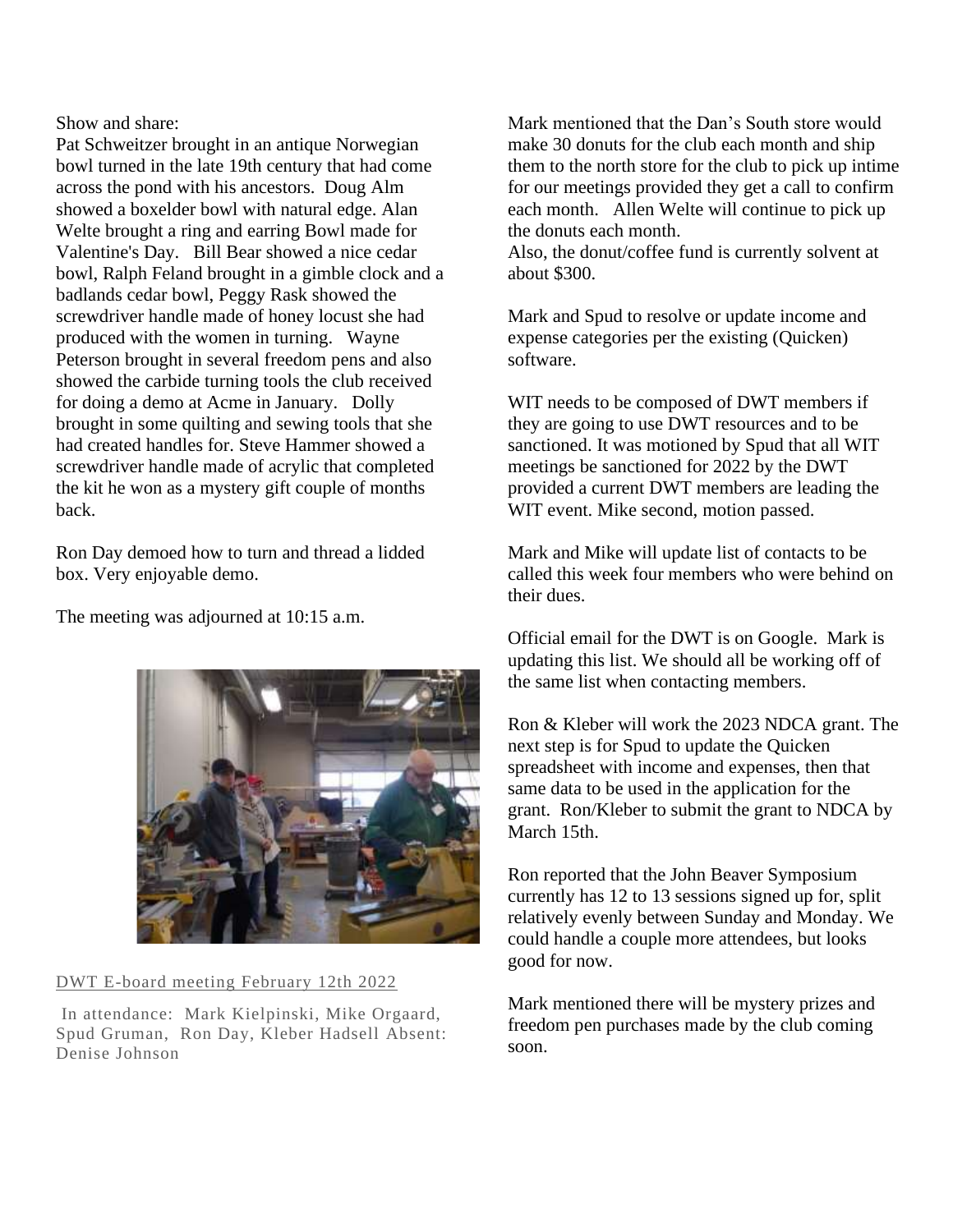Show and share:

Pat Schweitzer brought in an antique Norwegian bowl turned in the late 19th century that had come across the pond with his ancestors. Doug Alm showed a boxelder bowl with natural edge. Alan Welte brought a ring and earring Bowl made for Valentine's Day. Bill Bear showed a nice cedar bowl, Ralph Feland brought in a gimble clock and a badlands cedar bowl, Peggy Rask showed the screwdriver handle made of honey locust she had produced with the women in turning. Wayne Peterson brought in several freedom pens and also showed the carbide turning tools the club received for doing a demo at Acme in January. Dolly brought in some quilting and sewing tools that she had created handles for. Steve Hammer showed a screwdriver handle made of acrylic that completed the kit he won as a mystery gift couple of months back.

Ron Day demoed how to turn and thread a lidded box. Very enjoyable demo.

The meeting was adjourned at 10:15 a.m.

## DWT E-board meeting February 12th 2022

In attendance: Mark Kielpinski, Mike Orgaard, Spud Gruman, Ron Day, Kleber Hadsell Absent: Denise Johnson

Mark mentioned that the Dan's South store would make 30 donuts for the club each month and ship them to the north store for the club to pick up intime for our meetings provided they get a call to confirm each month. Allen Welte will continue to pick up the donuts each month.

Also, the donut/coffee fund is currently solvent at about $300.

Mark and Spud to resolve or update income and expense categories per the existing (Quicken) software.

WIT needs to be composed of DWT members if they are going to use DWT resources and to be sanctioned. It was motioned by Spud that all WIT meetings be sanctioned for 2022 by the DWT provided a current DWT members are leading the WIT event. Mike second, motion passed.

Mark and Mike will update list of contacts to be called this week four members who were behind on their dues.

Official email for the DWT is on Google. Mark is updating this list. We should all be working off of the same list when contacting members.

Ron & Kleber will work the 2023 NDCA grant. The next step is for Spud to update the Quicken spreadsheet with income and expenses, then that same data to be used in the application for the grant. Ron/Kleber to submit the grant to NDCA by March 15th.

Ron reported that the John Beaver Symposium currently has 12 to 13 sessions signed up for, split relatively evenly between Sunday and Monday. We could handle a couple more attendees, but looks good for now.

Mark mentioned there will be mystery prizes and freedom pen purchases made by the club coming soon.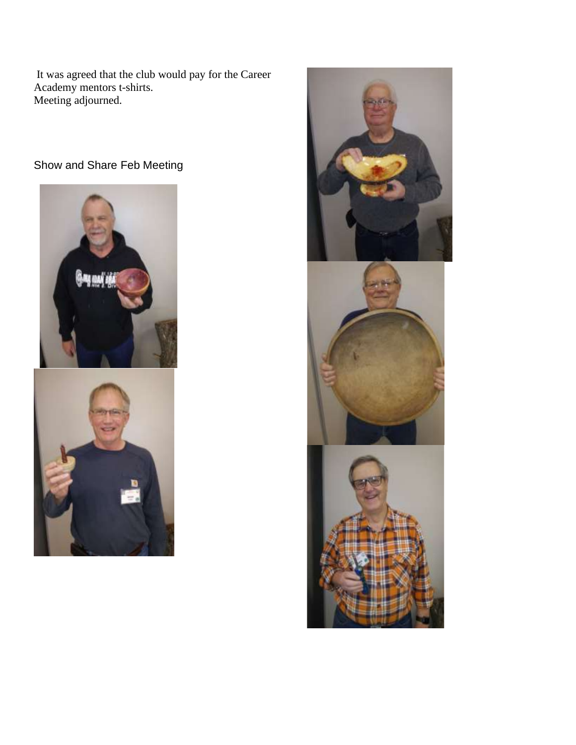It was agreed that the club would pay for the Career Academy mentors t-shirts.
Meeting adjourned.

Show and Share Feb Meeting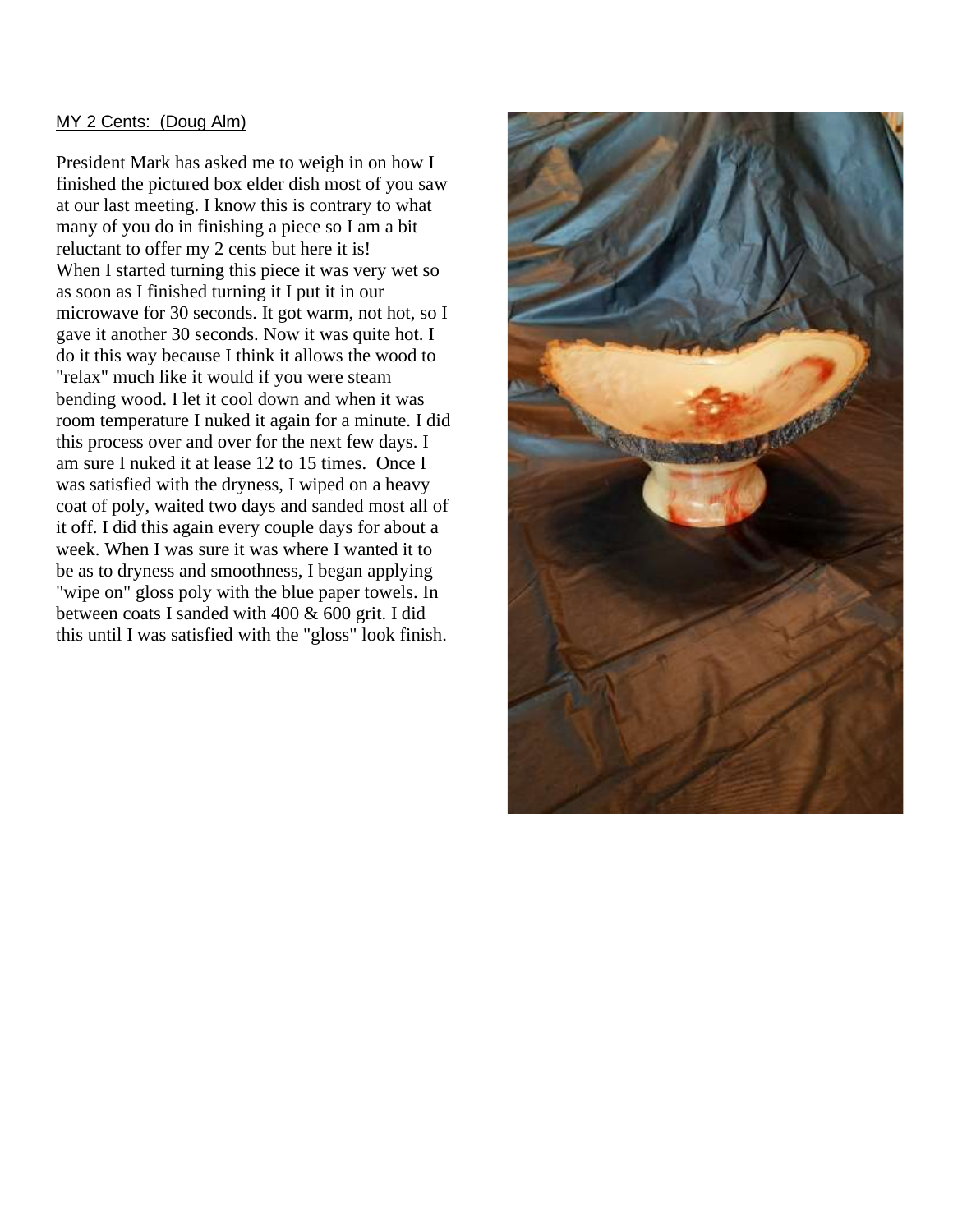MY 2 Cents:  (Doug Alm)

President Mark has asked me to weigh in on how I finished the pictured box elder dish most of you saw at our last meeting. I know this is contrary to what many of you do in finishing a piece so I am a bit reluctant to offer my 2 cents but here it is!
When I started turning this piece it was very wet so as soon as I finished turning it I put it in our microwave for 30 seconds. It got warm, not hot, so I gave it another 30 seconds. Now it was quite hot. I do it this way because I think it allows the wood to "relax" much like it would if you were steam bending wood. I let it cool down and when it was room temperature I nuked it again for a minute. I did this process over and over for the next few days. I am sure I nuked it at lease 12 to 15 times.  Once I was satisfied with the dryness, I wiped on a heavy coat of poly, waited two days and sanded most all of it off. I did this again every couple days for about a week. When I was sure it was where I wanted it to be as to dryness and smoothness, I began applying "wipe on" gloss poly with the blue paper towels. In between coats I sanded with 400 & 600 grit. I did this until I was satisfied with the "gloss" look finish.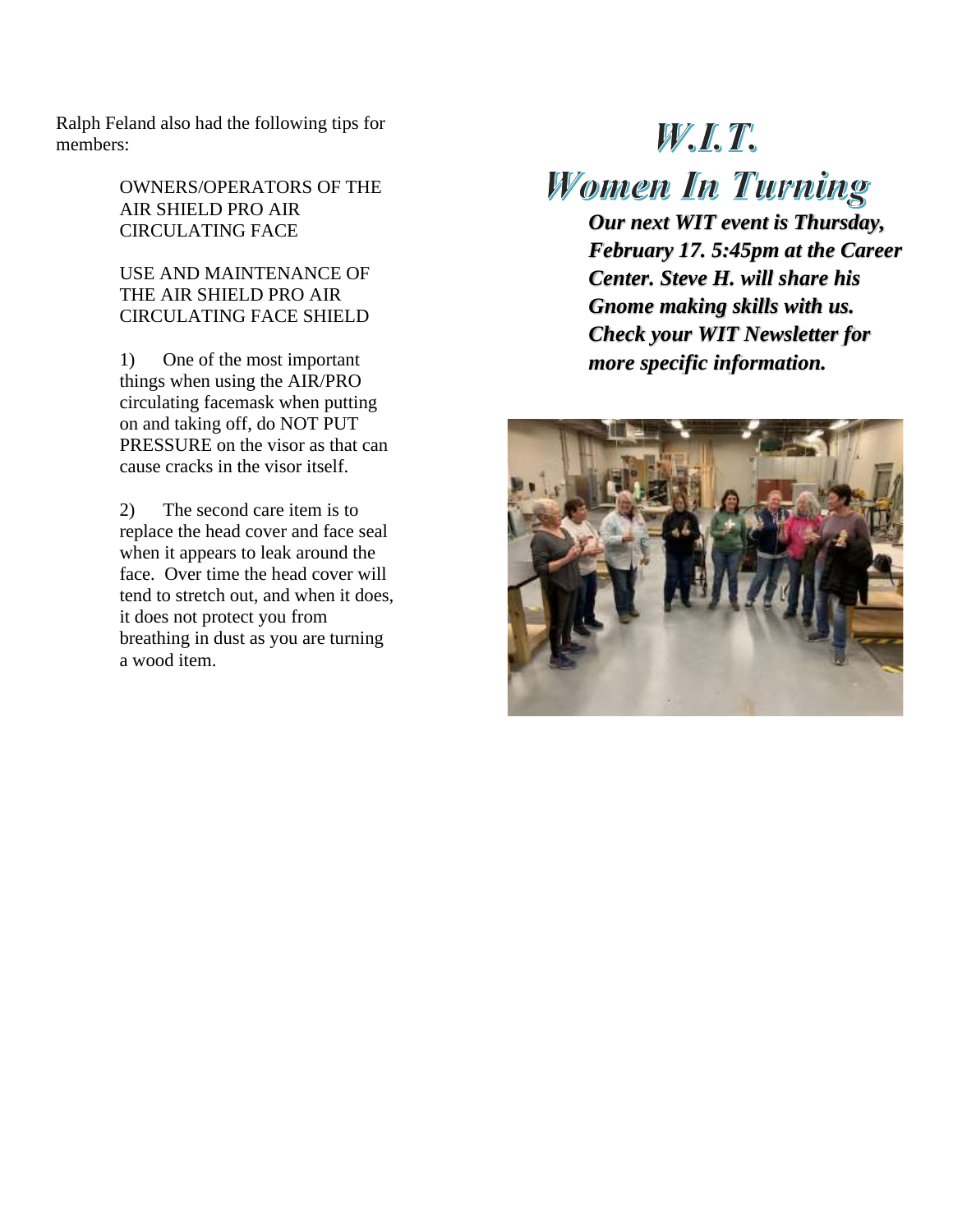Ralph Feland also had the following tips for members:

OWNERS/OPERATORS OF THE AIR SHIELD PRO AIR CIRCULATING FACE

USE AND MAINTENANCE OF THE AIR SHIELD PRO AIR CIRCULATING FACE SHIELD

1) One of the most important things when using the AIR/PRO circulating facemask when putting on and taking off, do NOT PUT PRESSURE on the visor as that can cause cracks in the visor itself.

2) The second care item is to replace the head cover and face seal when it appears to leak around the face. Over time the head cover will tend to stretch out, and when it does, it does not protect you from breathing in dust as you are turning a wood item.

# W.I.T.

# Women In Turning

***Our next WIT event is Thursday, February 17. 5:45pm at the Career Center. Steve H. will share his Gnome making skills with us. Check your WIT Newsletter for more specific information.***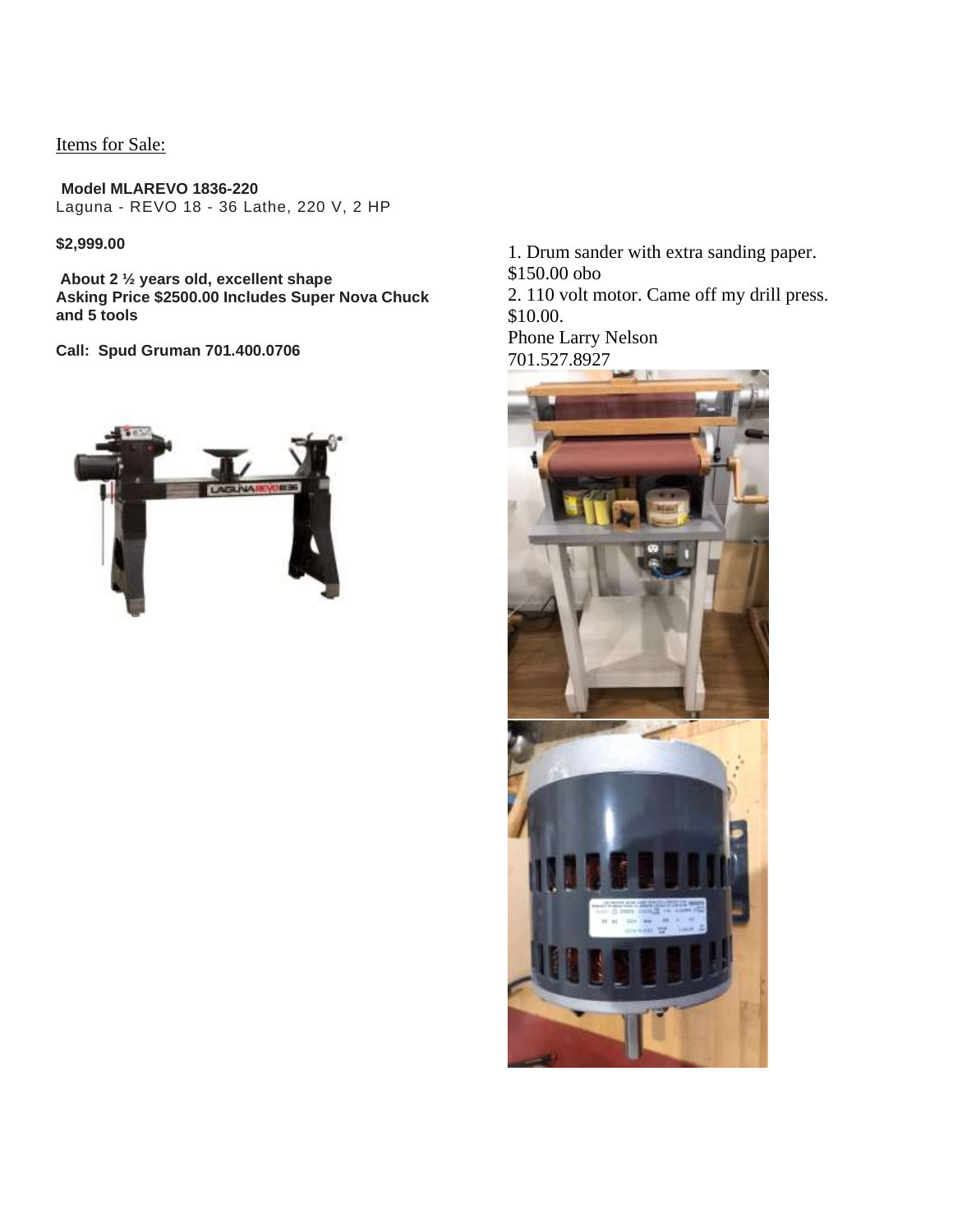Items for Sale:

**Model MLAREVO 1836-220**
Laguna - REVO 18 - 36 Lathe, 220 V, 2 HP

**$2,999.00**

**About 2 ½ years old, excellent shape**
**Asking Price $2500.00 Includes Super Nova Chuck and 5 tools**

**Call: Spud Gruman 701.400.0706**

1. Drum sander with extra sanding paper. $150.00 obo
2. 110 volt motor. Came off my drill press. $10.00.

Phone Larry Nelson
701.527.8927